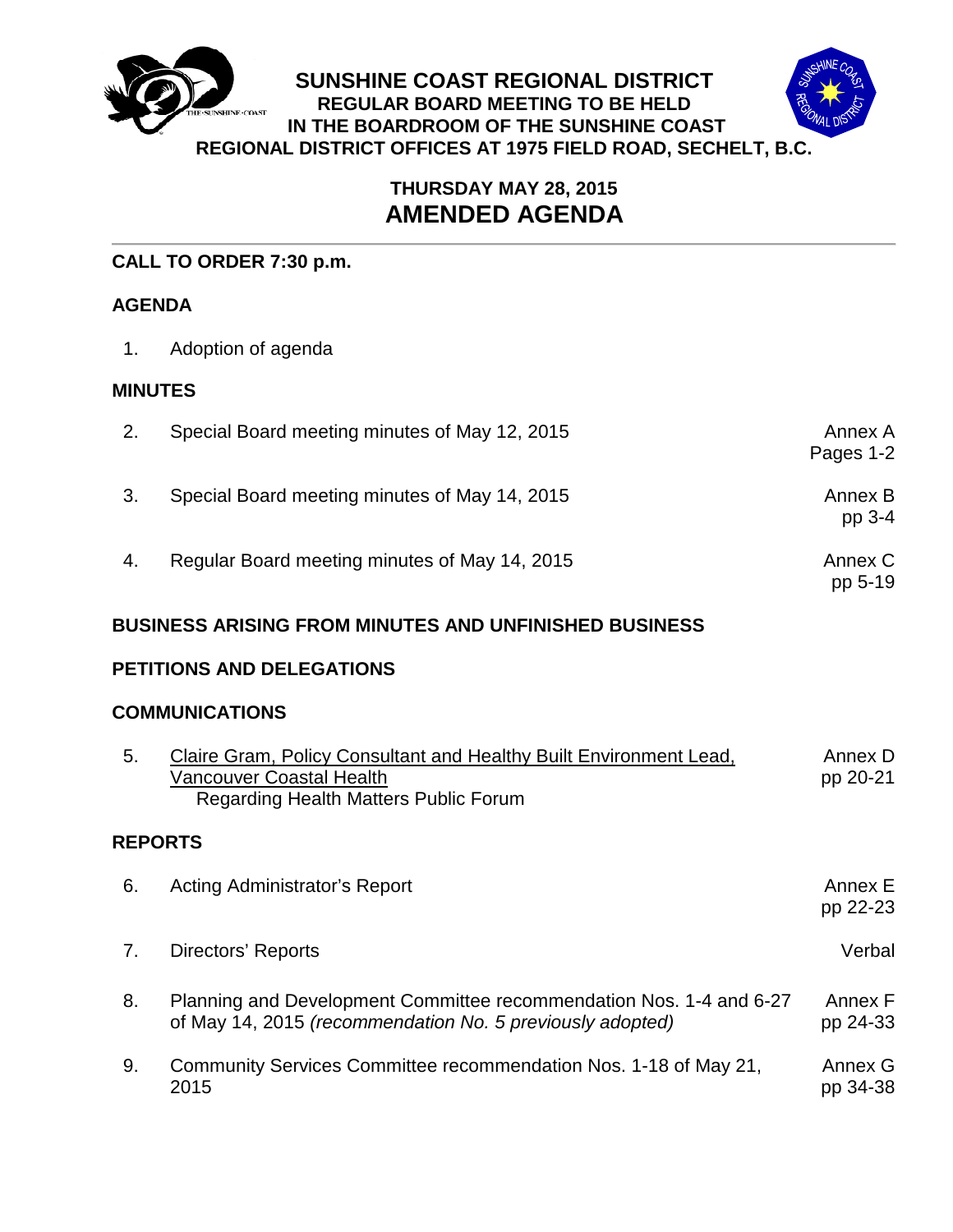# SUNSHINE COAST REGIONAL DISTRICT

**REGULAR BOARD MEETING TO BE HELD IN THE BOARDROOM OF THE SUNSHINE COAST REGIONAL DISTRICT OFFICES AT 1975 FIELD ROAD, SECHELT, B.C.**

## THURSDAY MAY 28, 2015
## AMENDED AGENDA

**CALL TO ORDER 7:30 p.m.**

**AGENDA**

1. Adoption of agenda

**MINUTES**

| | | |
|---|---|---|
| 2. | Special Board meeting minutes of May 12, 2015 | Annex A Pages 1-2 |
| 3. | Special Board meeting minutes of May 14, 2015 | Annex B pp 3-4 |
| 4. | Regular Board meeting minutes of May 14, 2015 | Annex C pp 5-19 |

**BUSINESS ARISING FROM MINUTES AND UNFINISHED BUSINESS**

**PETITIONS AND DELEGATIONS**

**COMMUNICATIONS**

| | | |
|---|---|---|
| 5. | Claire Gram, Policy Consultant and Healthy Built Environment Lead, Vancouver Coastal Health<br>Regarding Health Matters Public Forum | Annex D pp 20-21 |

**REPORTS**

| | | |
|---|---|---|
| 6. | Acting Administrator's Report | Annex E pp 22-23 |
| 7. | Directors' Reports | Verbal |
| 8. | Planning and Development Committee recommendation Nos. 1-4 and 6-27 of May 14, 2015 *(recommendation No. 5 previously adopted)* | Annex F pp 24-33 |
| 9. | Community Services Committee recommendation Nos. 1-18 of May 21, 2015 | Annex G pp 34-38 |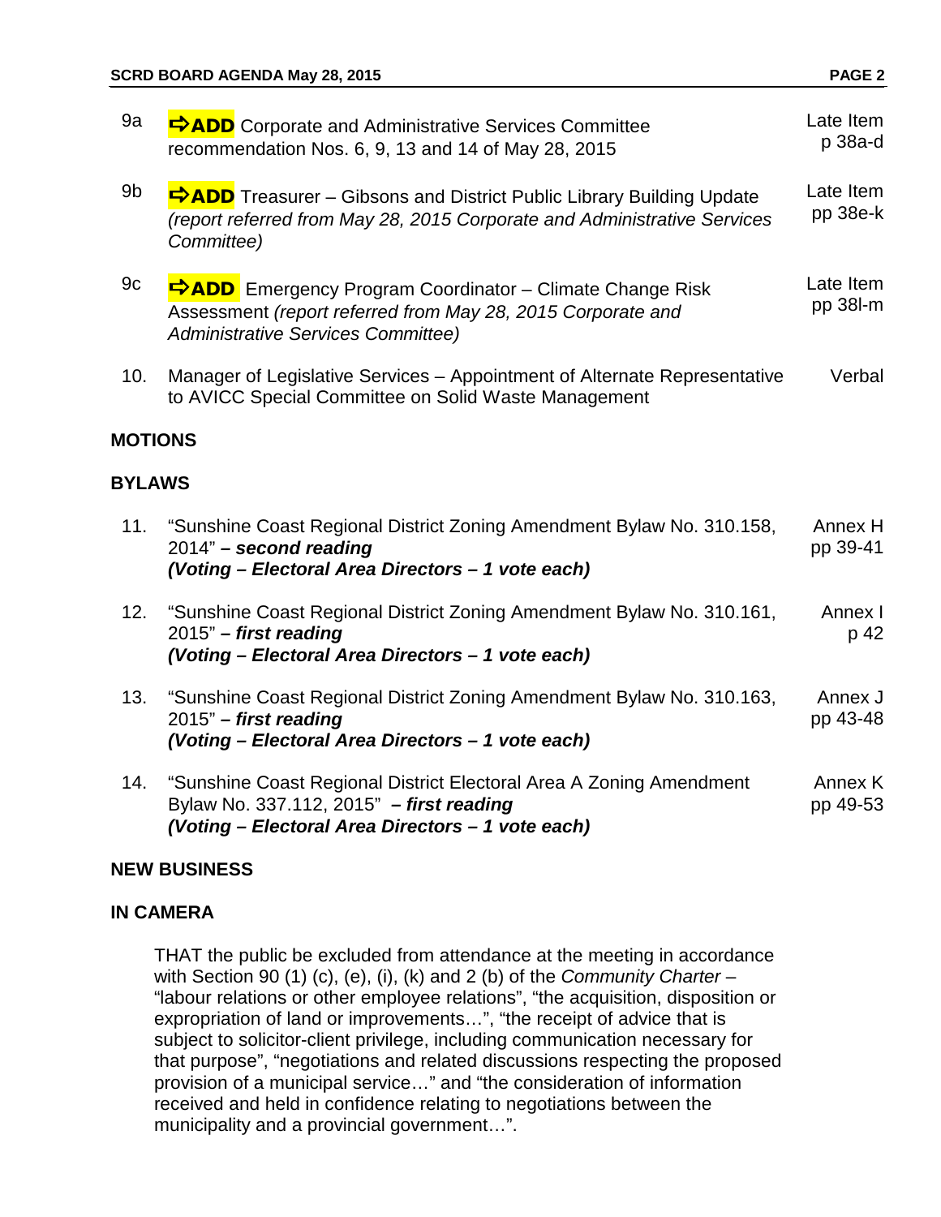| | | |
|---|---|---|
| 9a | ➪**ADD** Corporate and Administrative Services Committee recommendation Nos. 6, 9, 13 and 14 of May 28, 2015 | Late Item p 38a-d |
| 9b | ➪**ADD** Treasurer – Gibsons and District Public Library Building Update *(report referred from May 28, 2015 Corporate and Administrative Services Committee)* | Late Item pp 38e-k |
| 9c | ➪**ADD** Emergency Program Coordinator – Climate Change Risk Assessment *(report referred from May 28, 2015 Corporate and Administrative Services Committee)* | Late Item pp 38l-m |
| 10. | Manager of Legislative Services – Appointment of Alternate Representative to AVICC Special Committee on Solid Waste Management | Verbal |

**MOTIONS**

**BYLAWS**

| | | |
|---|---|---|
| 11. | "Sunshine Coast Regional District Zoning Amendment Bylaw No. 310.158, 2014" – ***second reading*** ***(Voting – Electoral Area Directors – 1 vote each)*** | Annex H pp 39-41 |
| 12. | "Sunshine Coast Regional District Zoning Amendment Bylaw No. 310.161, 2015" – ***first reading*** ***(Voting – Electoral Area Directors – 1 vote each)*** | Annex I p 42 |
| 13. | "Sunshine Coast Regional District Zoning Amendment Bylaw No. 310.163, 2015" – ***first reading*** ***(Voting – Electoral Area Directors – 1 vote each)*** | Annex J pp 43-48 |
| 14. | "Sunshine Coast Regional District Electoral Area A Zoning Amendment Bylaw No. 337.112, 2015" – ***first reading*** ***(Voting – Electoral Area Directors – 1 vote each)*** | Annex K pp 49-53 |

**NEW BUSINESS**

**IN CAMERA**

THAT the public be excluded from attendance at the meeting in accordance with Section 90 (1) (c), (e), (i), (k) and 2 (b) of the *Community Charter* – "labour relations or other employee relations", "the acquisition, disposition or expropriation of land or improvements…", "the receipt of advice that is subject to solicitor-client privilege, including communication necessary for that purpose", "negotiations and related discussions respecting the proposed provision of a municipal service…" and "the consideration of information received and held in confidence relating to negotiations between the municipality and a provincial government…".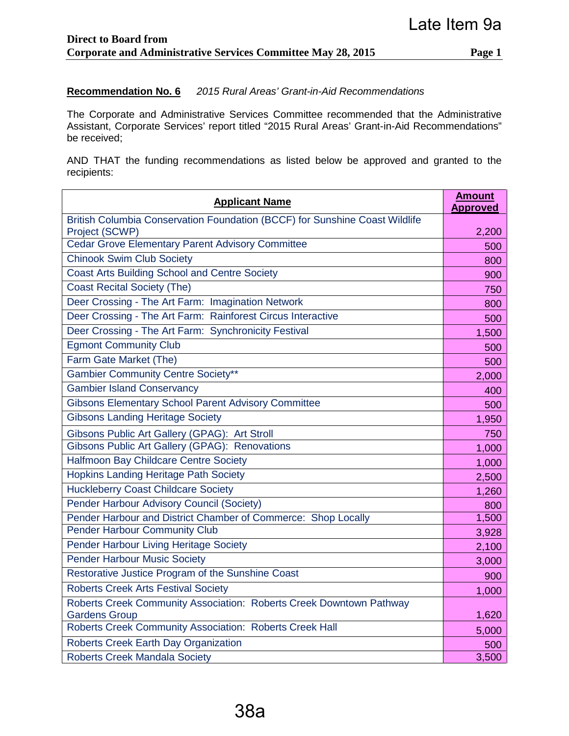Late Item 9a

**Direct to Board from**
**Corporate and Administrative Services Committee May 28, 2015**

**Recommendation No. 6** *2015 Rural Areas' Grant-in-Aid Recommendations*

The Corporate and Administrative Services Committee recommended that the Administrative Assistant, Corporate Services' report titled "2015 Rural Areas' Grant-in-Aid Recommendations" be received;

AND THAT the funding recommendations as listed below be approved and granted to the recipients:

| Applicant Name | Amount Approved |
|---|---|
| British Columbia Conservation Foundation (BCCF) for Sunshine Coast Wildlife Project (SCWP) | 2,200 |
| Cedar Grove Elementary Parent Advisory Committee | 500 |
| Chinook Swim Club Society | 800 |
| Coast Arts Building School and Centre Society | 900 |
| Coast Recital Society (The) | 750 |
| Deer Crossing - The Art Farm: Imagination Network | 800 |
| Deer Crossing - The Art Farm: Rainforest Circus Interactive | 500 |
| Deer Crossing - The Art Farm: Synchronicity Festival | 1,500 |
| Egmont Community Club | 500 |
| Farm Gate Market (The) | 500 |
| Gambier Community Centre Society** | 2,000 |
| Gambier Island Conservancy | 400 |
| Gibsons Elementary School Parent Advisory Committee | 500 |
| Gibsons Landing Heritage Society | 1,950 |
| Gibsons Public Art Gallery (GPAG): Art Stroll | 750 |
| Gibsons Public Art Gallery (GPAG): Renovations | 1,000 |
| Halfmoon Bay Childcare Centre Society | 1,000 |
| Hopkins Landing Heritage Path Society | 2,500 |
| Huckleberry Coast Childcare Society | 1,260 |
| Pender Harbour Advisory Council (Society) | 800 |
| Pender Harbour and District Chamber of Commerce: Shop Locally | 1,500 |
| Pender Harbour Community Club | 3,928 |
| Pender Harbour Living Heritage Society | 2,100 |
| Pender Harbour Music Society | 3,000 |
| Restorative Justice Program of the Sunshine Coast | 900 |
| Roberts Creek Arts Festival Society | 1,000 |
| Roberts Creek Community Association: Roberts Creek Downtown Pathway Gardens Group | 1,620 |
| Roberts Creek Community Association: Roberts Creek Hall | 5,000 |
| Roberts Creek Earth Day Organization | 500 |
| Roberts Creek Mandala Society | 3,500 |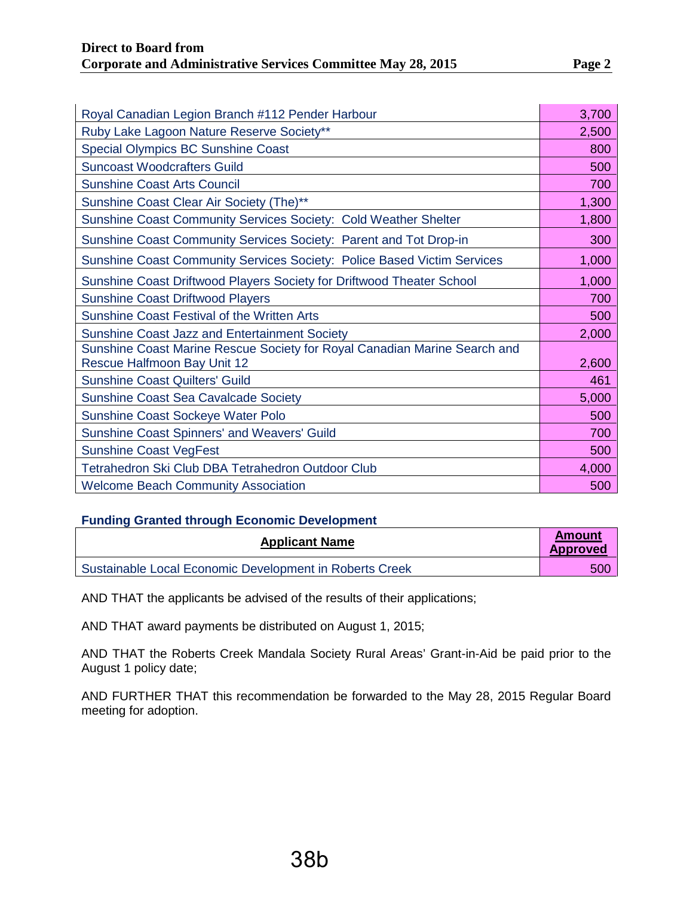| | |
|---|---|
| Royal Canadian Legion Branch #112 Pender Harbour | 3,700 |
| Ruby Lake Lagoon Nature Reserve Society** | 2,500 |
| Special Olympics BC Sunshine Coast | 800 |
| Suncoast Woodcrafters Guild | 500 |
| Sunshine Coast Arts Council | 700 |
| Sunshine Coast Clear Air Society (The)** | 1,300 |
| Sunshine Coast Community Services Society: Cold Weather Shelter | 1,800 |
| Sunshine Coast Community Services Society: Parent and Tot Drop-in | 300 |
| Sunshine Coast Community Services Society: Police Based Victim Services | 1,000 |
| Sunshine Coast Driftwood Players Society for Driftwood Theater School | 1,000 |
| Sunshine Coast Driftwood Players | 700 |
| Sunshine Coast Festival of the Written Arts | 500 |
| Sunshine Coast Jazz and Entertainment Society | 2,000 |
| Sunshine Coast Marine Rescue Society for Royal Canadian Marine Search and Rescue Halfmoon Bay Unit 12 | 2,600 |
| Sunshine Coast Quilters' Guild | 461 |
| Sunshine Coast Sea Cavalcade Society | 5,000 |
| Sunshine Coast Sockeye Water Polo | 500 |
| Sunshine Coast Spinners' and Weavers' Guild | 700 |
| Sunshine Coast VegFest | 500 |
| Tetrahedron Ski Club DBA Tetrahedron Outdoor Club | 4,000 |
| Welcome Beach Community Association | 500 |

**Funding Granted through Economic Development**

| Applicant Name | Amount Approved |
|---|---|
| Sustainable Local Economic Development in Roberts Creek | 500 |

AND THAT the applicants be advised of the results of their applications;

AND THAT award payments be distributed on August 1, 2015;

AND THAT the Roberts Creek Mandala Society Rural Areas' Grant-in-Aid be paid prior to the August 1 policy date;

AND FURTHER THAT this recommendation be forwarded to the May 28, 2015 Regular Board meeting for adoption.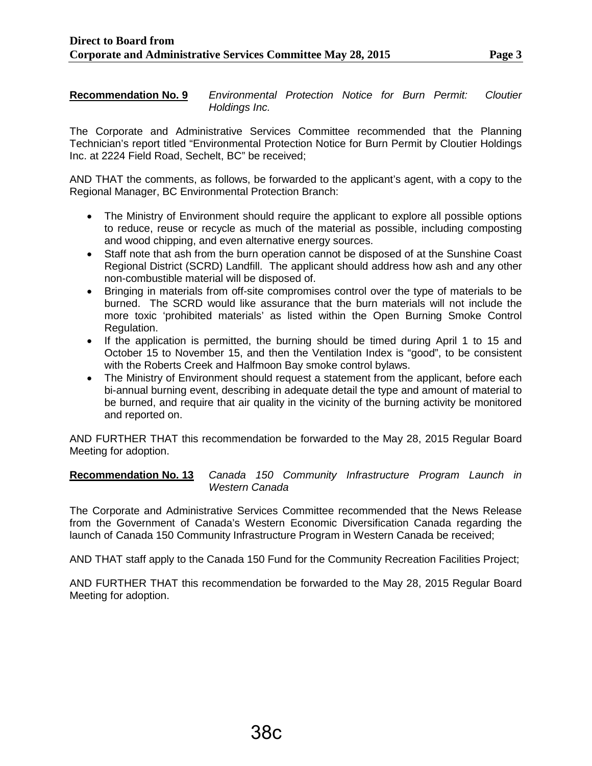**Recommendation No. 9** *Environmental Protection Notice for Burn Permit: Cloutier Holdings Inc.*

The Corporate and Administrative Services Committee recommended that the Planning Technician's report titled "Environmental Protection Notice for Burn Permit by Cloutier Holdings Inc. at 2224 Field Road, Sechelt, BC" be received;

AND THAT the comments, as follows, be forwarded to the applicant's agent, with a copy to the Regional Manager, BC Environmental Protection Branch:

- The Ministry of Environment should require the applicant to explore all possible options to reduce, reuse or recycle as much of the material as possible, including composting and wood chipping, and even alternative energy sources.
- Staff note that ash from the burn operation cannot be disposed of at the Sunshine Coast Regional District (SCRD) Landfill. The applicant should address how ash and any other non-combustible material will be disposed of.
- Bringing in materials from off-site compromises control over the type of materials to be burned. The SCRD would like assurance that the burn materials will not include the more toxic 'prohibited materials' as listed within the Open Burning Smoke Control Regulation.
- If the application is permitted, the burning should be timed during April 1 to 15 and October 15 to November 15, and then the Ventilation Index is "good", to be consistent with the Roberts Creek and Halfmoon Bay smoke control bylaws.
- The Ministry of Environment should request a statement from the applicant, before each bi-annual burning event, describing in adequate detail the type and amount of material to be burned, and require that air quality in the vicinity of the burning activity be monitored and reported on.

AND FURTHER THAT this recommendation be forwarded to the May 28, 2015 Regular Board Meeting for adoption.

**Recommendation No. 13** *Canada 150 Community Infrastructure Program Launch in Western Canada*

The Corporate and Administrative Services Committee recommended that the News Release from the Government of Canada's Western Economic Diversification Canada regarding the launch of Canada 150 Community Infrastructure Program in Western Canada be received;

AND THAT staff apply to the Canada 150 Fund for the Community Recreation Facilities Project;

AND FURTHER THAT this recommendation be forwarded to the May 28, 2015 Regular Board Meeting for adoption.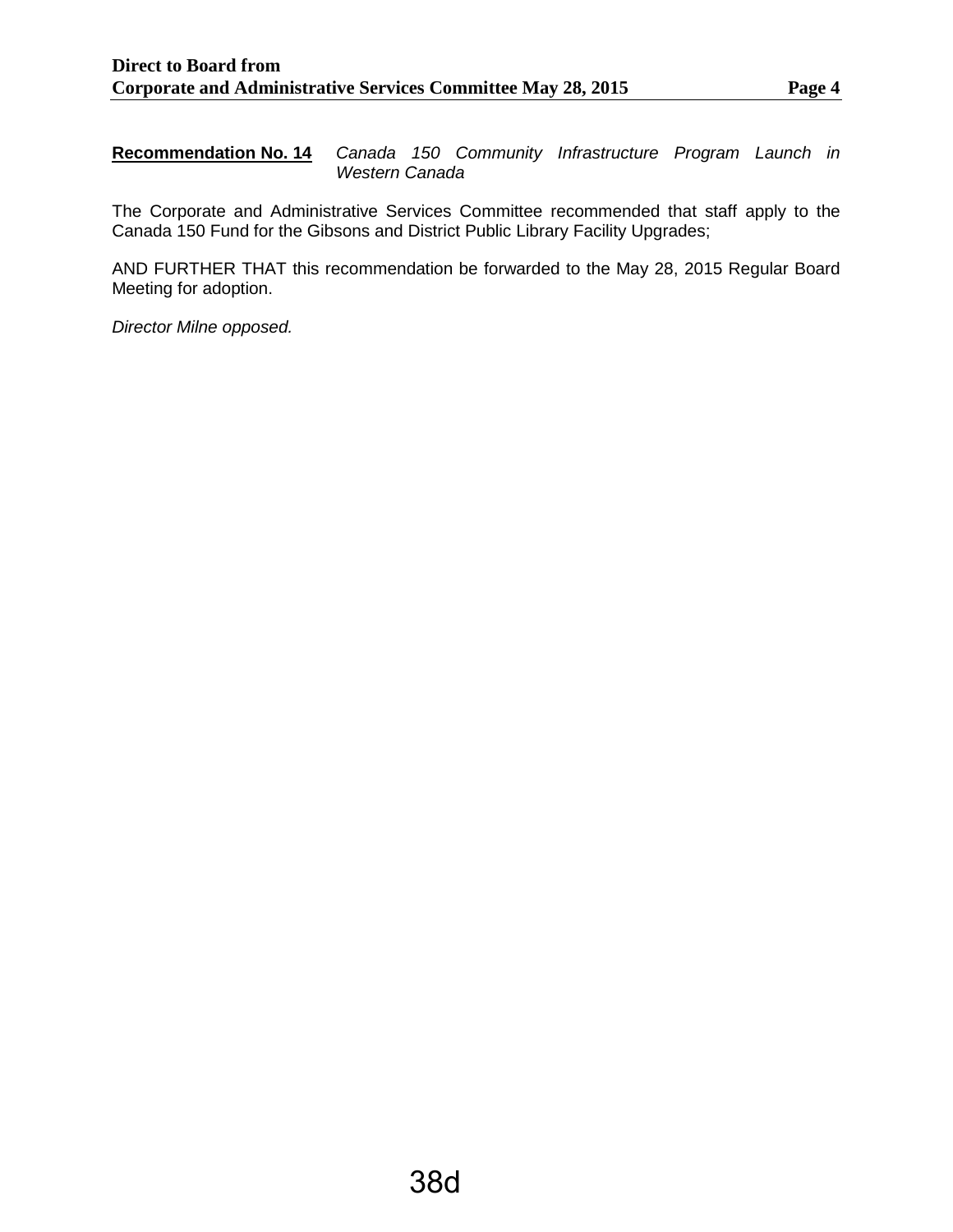**Recommendation No. 14** *Canada 150 Community Infrastructure Program Launch in Western Canada*

The Corporate and Administrative Services Committee recommended that staff apply to the Canada 150 Fund for the Gibsons and District Public Library Facility Upgrades;

AND FURTHER THAT this recommendation be forwarded to the May 28, 2015 Regular Board Meeting for adoption.

*Director Milne opposed.*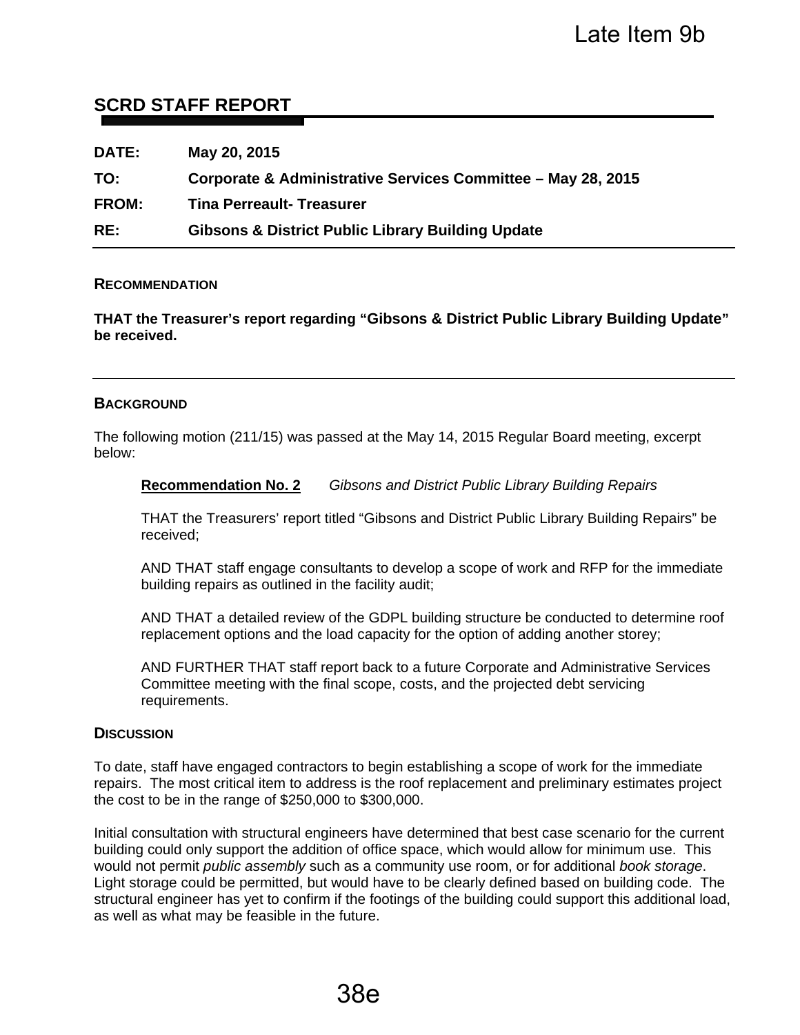Late Item 9b

## SCRD STAFF REPORT

**DATE:** May 20, 2015

**TO:** Corporate & Administrative Services Committee – May 28, 2015

**FROM:** Tina Perreault- Treasurer

**RE:** Gibsons & District Public Library Building Update

### RECOMMENDATION

**THAT the Treasurer's report regarding "Gibsons & District Public Library Building Update" be received.**

### BACKGROUND

The following motion (211/15) was passed at the May 14, 2015 Regular Board meeting, excerpt below:

> **Recommendation No. 2** *Gibsons and District Public Library Building Repairs*
>
> THAT the Treasurers' report titled "Gibsons and District Public Library Building Repairs" be received;
>
> AND THAT staff engage consultants to develop a scope of work and RFP for the immediate building repairs as outlined in the facility audit;
>
> AND THAT a detailed review of the GDPL building structure be conducted to determine roof replacement options and the load capacity for the option of adding another storey;
>
> AND FURTHER THAT staff report back to a future Corporate and Administrative Services Committee meeting with the final scope, costs, and the projected debt servicing requirements.

### DISCUSSION

To date, staff have engaged contractors to begin establishing a scope of work for the immediate repairs. The most critical item to address is the roof replacement and preliminary estimates project the cost to be in the range of $250,000 to $300,000.

Initial consultation with structural engineers have determined that best case scenario for the current building could only support the addition of office space, which would allow for minimum use. This would not permit *public assembly* such as a community use room, or for additional *book storage*. Light storage could be permitted, but would have to be clearly defined based on building code. The structural engineer has yet to confirm if the footings of the building could support this additional load, as well as what may be feasible in the future.

38e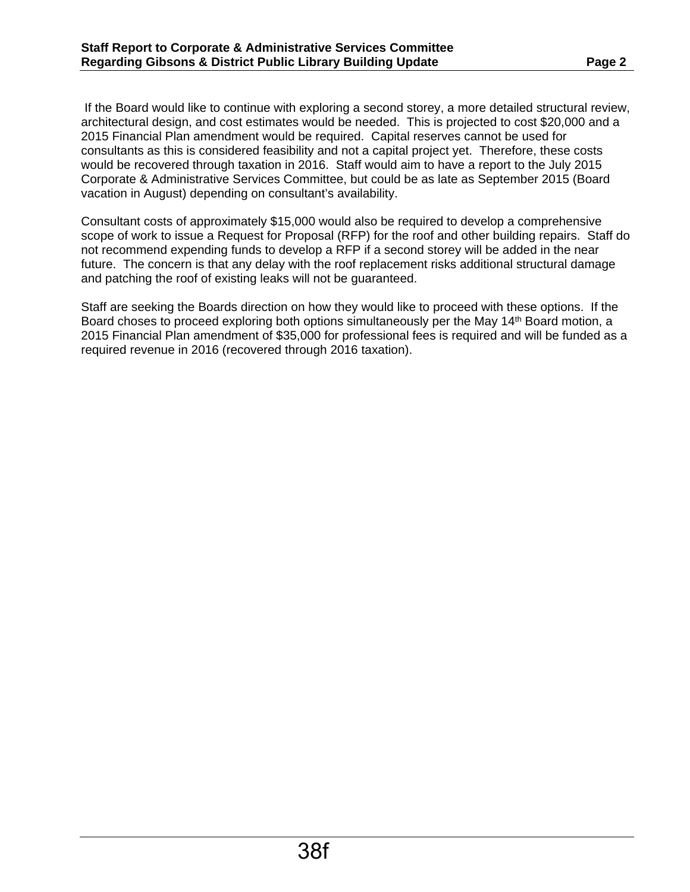If the Board would like to continue with exploring a second storey, a more detailed structural review, architectural design, and cost estimates would be needed. This is projected to cost $20,000 and a 2015 Financial Plan amendment would be required. Capital reserves cannot be used for consultants as this is considered feasibility and not a capital project yet. Therefore, these costs would be recovered through taxation in 2016. Staff would aim to have a report to the July 2015 Corporate & Administrative Services Committee, but could be as late as September 2015 (Board vacation in August) depending on consultant's availability.

Consultant costs of approximately $15,000 would also be required to develop a comprehensive scope of work to issue a Request for Proposal (RFP) for the roof and other building repairs. Staff do not recommend expending funds to develop a RFP if a second storey will be added in the near future. The concern is that any delay with the roof replacement risks additional structural damage and patching the roof of existing leaks will not be guaranteed.

Staff are seeking the Boards direction on how they would like to proceed with these options. If the Board choses to proceed exploring both options simultaneously per the May 14th Board motion, a 2015 Financial Plan amendment of $35,000 for professional fees is required and will be funded as a required revenue in 2016 (recovered through 2016 taxation).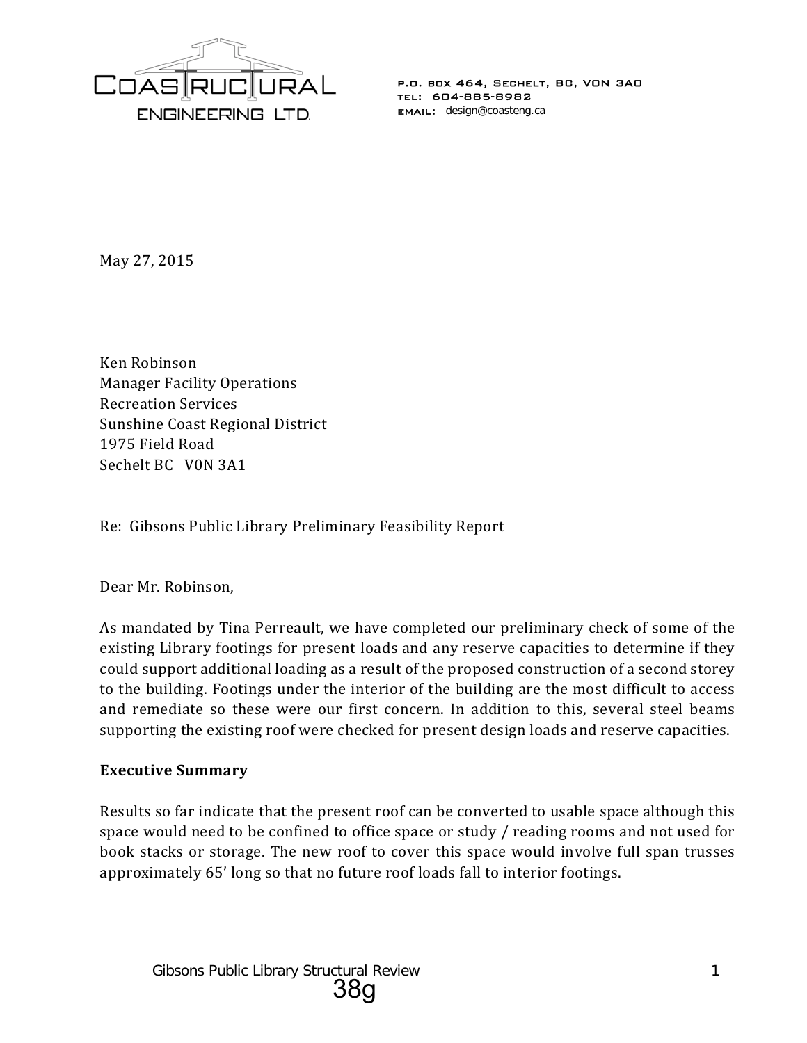COASTRUCTURAL ENGINEERING LTD.

P.O. BOX 464, SECHELT, BC, V0N 3A0
TEL: 604-885-8982
EMAIL: design@coasteng.ca

May 27, 2015

Ken Robinson
Manager Facility Operations
Recreation Services
Sunshine Coast Regional District
1975 Field Road
Sechelt BC V0N 3A1

Re: Gibsons Public Library Preliminary Feasibility Report

Dear Mr. Robinson,

As mandated by Tina Perreault, we have completed our preliminary check of some of the existing Library footings for present loads and any reserve capacities to determine if they could support additional loading as a result of the proposed construction of a second storey to the building. Footings under the interior of the building are the most difficult to access and remediate so these were our first concern. In addition to this, several steel beams supporting the existing roof were checked for present design loads and reserve capacities.

**Executive Summary**

Results so far indicate that the present roof can be converted to usable space although this space would need to be confined to office space or study / reading rooms and not used for book stacks or storage. The new roof to cover this space would involve full span trusses approximately 65' long so that no future roof loads fall to interior footings.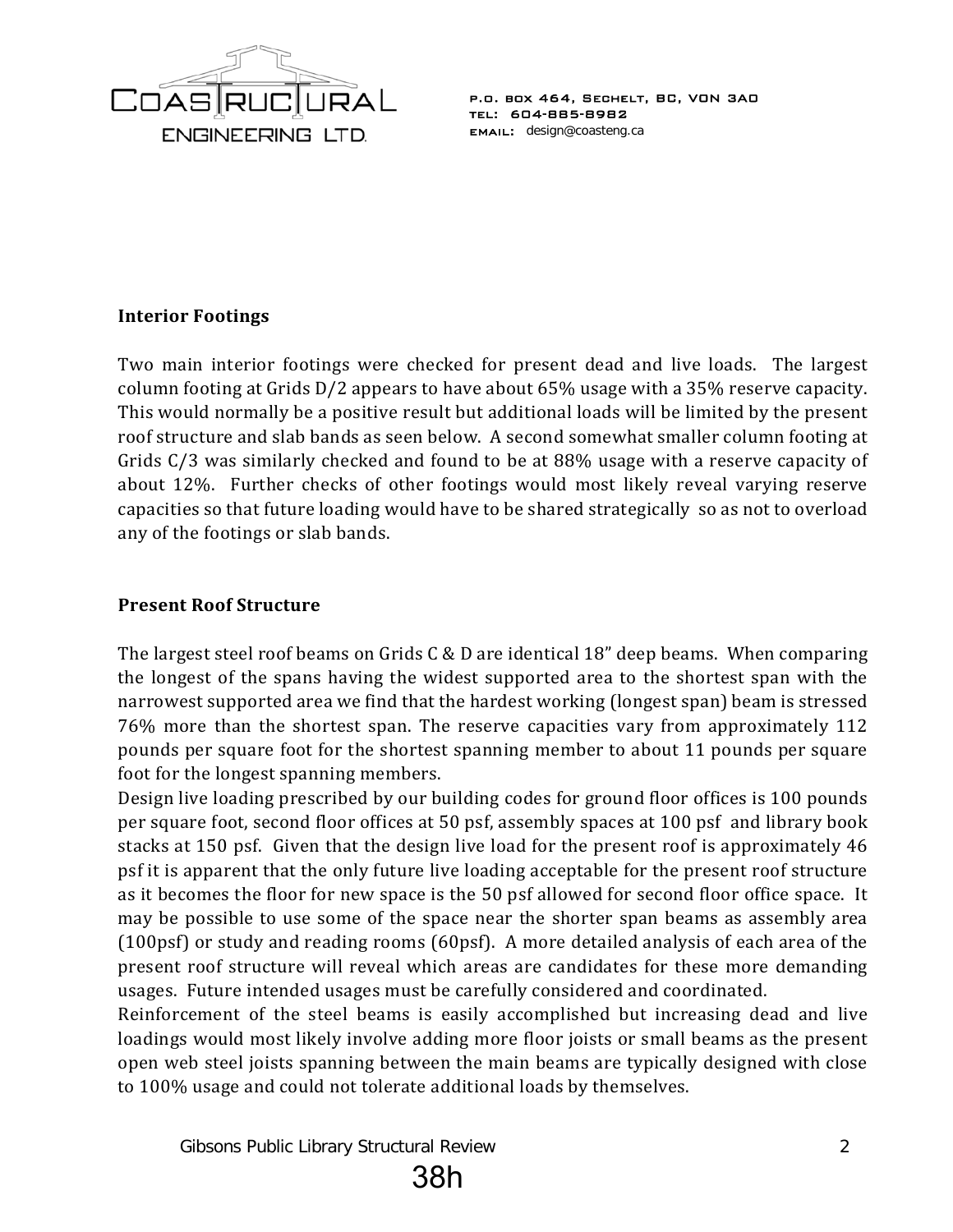### Interior Footings

Two main interior footings were checked for present dead and live loads. The largest column footing at Grids D/2 appears to have about 65% usage with a 35% reserve capacity. This would normally be a positive result but additional loads will be limited by the present roof structure and slab bands as seen below. A second somewhat smaller column footing at Grids C/3 was similarly checked and found to be at 88% usage with a reserve capacity of about 12%. Further checks of other footings would most likely reveal varying reserve capacities so that future loading would have to be shared strategically so as not to overload any of the footings or slab bands.

### Present Roof Structure

The largest steel roof beams on Grids C & D are identical 18" deep beams. When comparing the longest of the spans having the widest supported area to the shortest span with the narrowest supported area we find that the hardest working (longest span) beam is stressed 76% more than the shortest span. The reserve capacities vary from approximately 112 pounds per square foot for the shortest spanning member to about 11 pounds per square foot for the longest spanning members.

Design live loading prescribed by our building codes for ground floor offices is 100 pounds per square foot, second floor offices at 50 psf, assembly spaces at 100 psf and library book stacks at 150 psf. Given that the design live load for the present roof is approximately 46 psf it is apparent that the only future live loading acceptable for the present roof structure as it becomes the floor for new space is the 50 psf allowed for second floor office space. It may be possible to use some of the space near the shorter span beams as assembly area (100psf) or study and reading rooms (60psf). A more detailed analysis of each area of the present roof structure will reveal which areas are candidates for these more demanding usages. Future intended usages must be carefully considered and coordinated.

Reinforcement of the steel beams is easily accomplished but increasing dead and live loadings would most likely involve adding more floor joists or small beams as the present open web steel joists spanning between the main beams are typically designed with close to 100% usage and could not tolerate additional loads by themselves.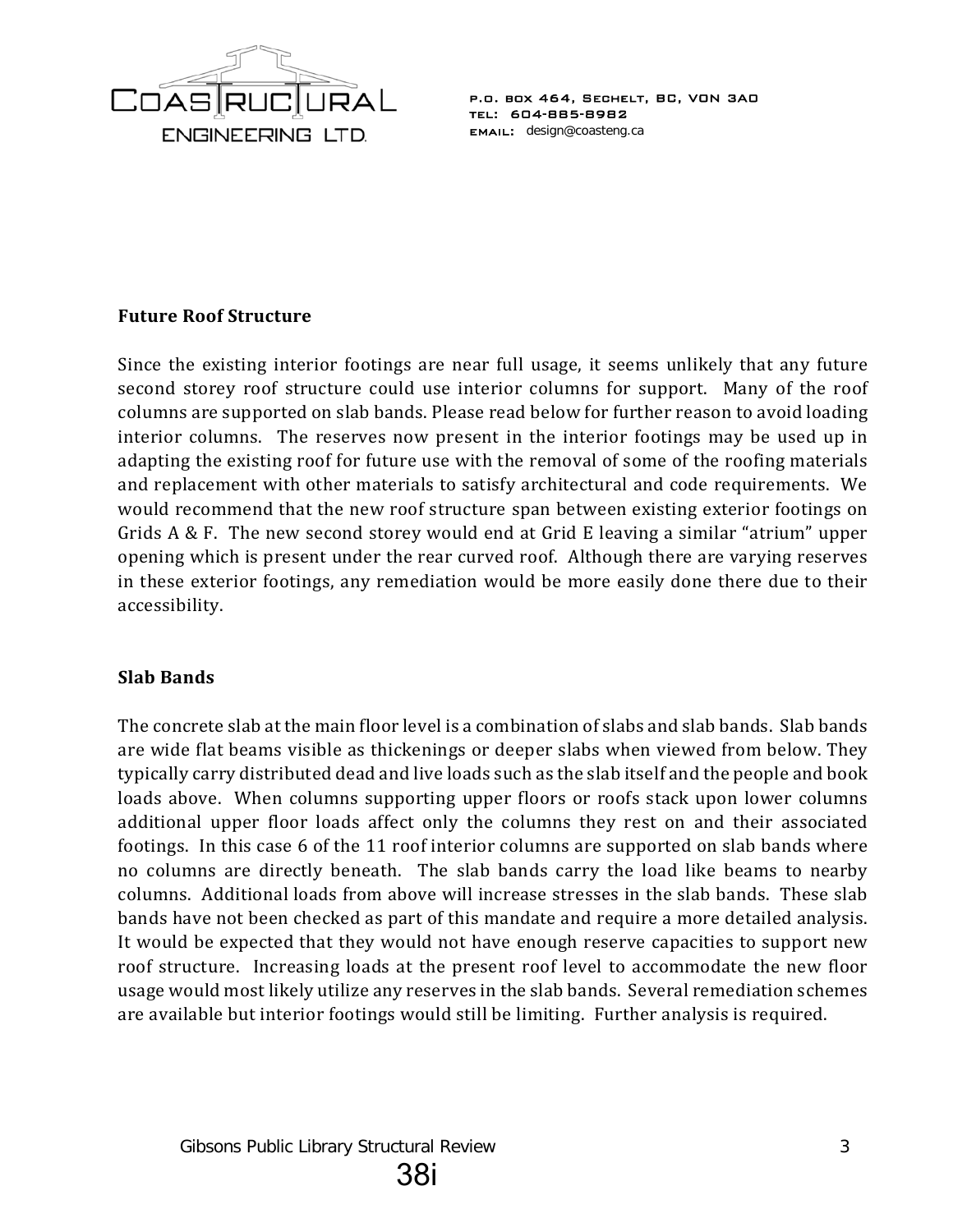### Future Roof Structure

Since the existing interior footings are near full usage, it seems unlikely that any future second storey roof structure could use interior columns for support. Many of the roof columns are supported on slab bands. Please read below for further reason to avoid loading interior columns. The reserves now present in the interior footings may be used up in adapting the existing roof for future use with the removal of some of the roofing materials and replacement with other materials to satisfy architectural and code requirements. We would recommend that the new roof structure span between existing exterior footings on Grids A & F. The new second storey would end at Grid E leaving a similar "atrium" upper opening which is present under the rear curved roof. Although there are varying reserves in these exterior footings, any remediation would be more easily done there due to their accessibility.

### Slab Bands

The concrete slab at the main floor level is a combination of slabs and slab bands. Slab bands are wide flat beams visible as thickenings or deeper slabs when viewed from below. They typically carry distributed dead and live loads such as the slab itself and the people and book loads above. When columns supporting upper floors or roofs stack upon lower columns additional upper floor loads affect only the columns they rest on and their associated footings. In this case 6 of the 11 roof interior columns are supported on slab bands where no columns are directly beneath. The slab bands carry the load like beams to nearby columns. Additional loads from above will increase stresses in the slab bands. These slab bands have not been checked as part of this mandate and require a more detailed analysis. It would be expected that they would not have enough reserve capacities to support new roof structure. Increasing loads at the present roof level to accommodate the new floor usage would most likely utilize any reserves in the slab bands. Several remediation schemes are available but interior footings would still be limiting. Further analysis is required.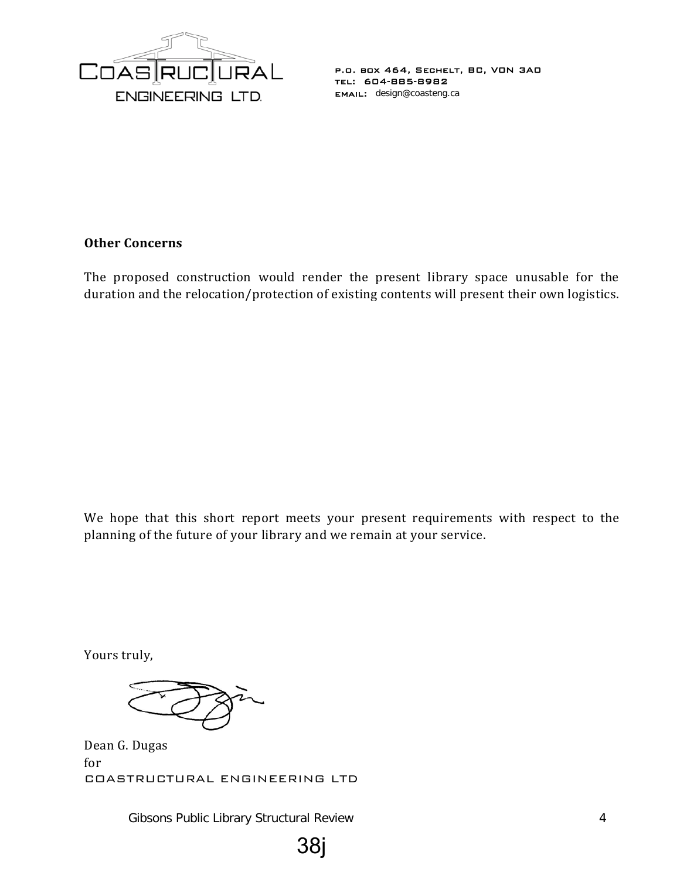## Other Concerns

The proposed construction would render the present library space unusable for the duration and the relocation/protection of existing contents will present their own logistics.

We hope that this short report meets your present requirements with respect to the planning of the future of your library and we remain at your service.

Yours truly,

Dean G. Dugas
for
COASTRUCTURAL ENGINEERING LTD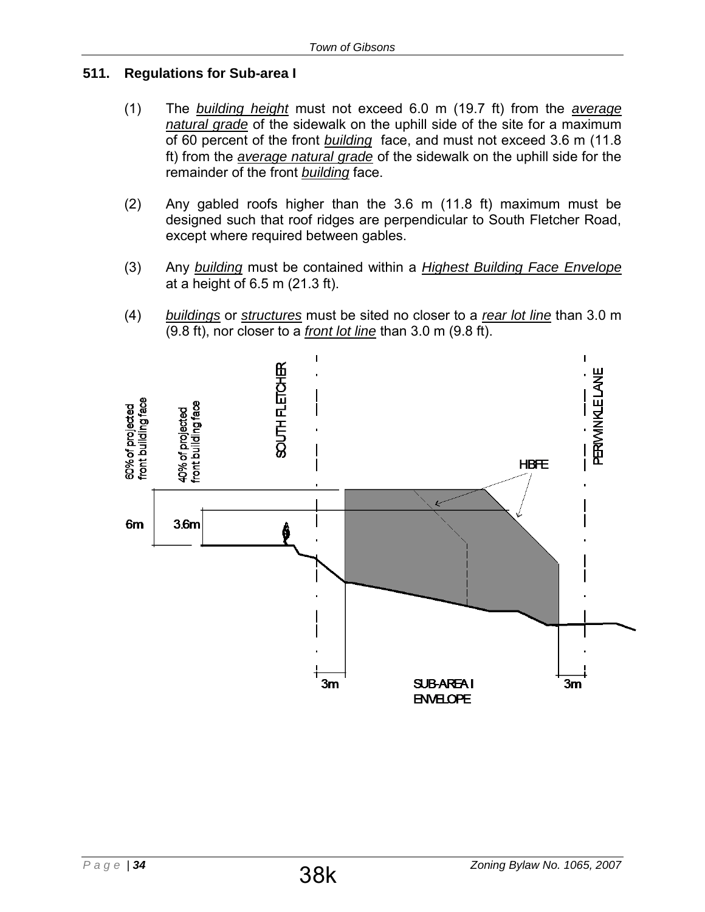## 511. Regulations for Sub-area I

(1) The *building height* must not exceed 6.0 m (19.7 ft) from the *average natural grade* of the sidewalk on the uphill side of the site for a maximum of 60 percent of the front *building* face, and must not exceed 3.6 m (11.8 ft) from the *average natural grade* of the sidewalk on the uphill side for the remainder of the front *building* face.

(2) Any gabled roofs higher than the 3.6 m (11.8 ft) maximum must be designed such that roof ridges are perpendicular to South Fletcher Road, except where required between gables.

(3) Any *building* must be contained within a *Highest Building Face Envelope* at a height of 6.5 m (21.3 ft).

(4) *buildings* or *structures* must be sited no closer to a *rear lot line* than 3.0 m (9.8 ft), nor closer to a *front lot line* than 3.0 m (9.8 ft).

60% of projected front building face

40% of projected front building face

SOUTH FLETCHER

PERIWINKLE LANE

HBFE

6m

3.6m

3m

SUB-AREA I ENVELOPE

3m

38k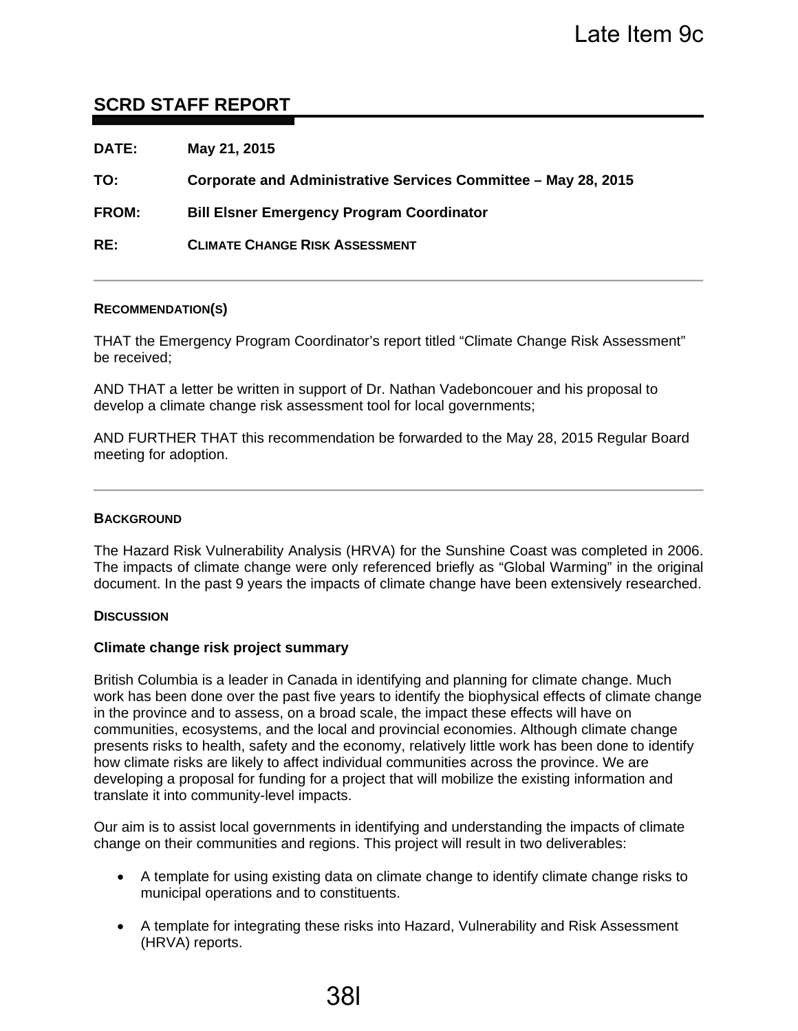Late Item 9c

# SCRD STAFF REPORT

**DATE:** May 21, 2015

**TO:** Corporate and Administrative Services Committee – May 28, 2015

**FROM:** Bill Elsner Emergency Program Coordinator

**RE:** CLIMATE CHANGE RISK ASSESSMENT

---

## RECOMMENDATION(S)

THAT the Emergency Program Coordinator's report titled "Climate Change Risk Assessment" be received;

AND THAT a letter be written in support of Dr. Nathan Vadeboncouer and his proposal to develop a climate change risk assessment tool for local governments;

AND FURTHER THAT this recommendation be forwarded to the May 28, 2015 Regular Board meeting for adoption.

---

## BACKGROUND

The Hazard Risk Vulnerability Analysis (HRVA) for the Sunshine Coast was completed in 2006. The impacts of climate change were only referenced briefly as "Global Warming" in the original document. In the past 9 years the impacts of climate change have been extensively researched.

## DISCUSSION

### Climate change risk project summary

British Columbia is a leader in Canada in identifying and planning for climate change. Much work has been done over the past five years to identify the biophysical effects of climate change in the province and to assess, on a broad scale, the impact these effects will have on communities, ecosystems, and the local and provincial economies. Although climate change presents risks to health, safety and the economy, relatively little work has been done to identify how climate risks are likely to affect individual communities across the province. We are developing a proposal for funding for a project that will mobilize the existing information and translate it into community-level impacts.

Our aim is to assist local governments in identifying and understanding the impacts of climate change on their communities and regions. This project will result in two deliverables:

- A template for using existing data on climate change to identify climate change risks to municipal operations and to constituents.
- A template for integrating these risks into Hazard, Vulnerability and Risk Assessment (HRVA) reports.

38l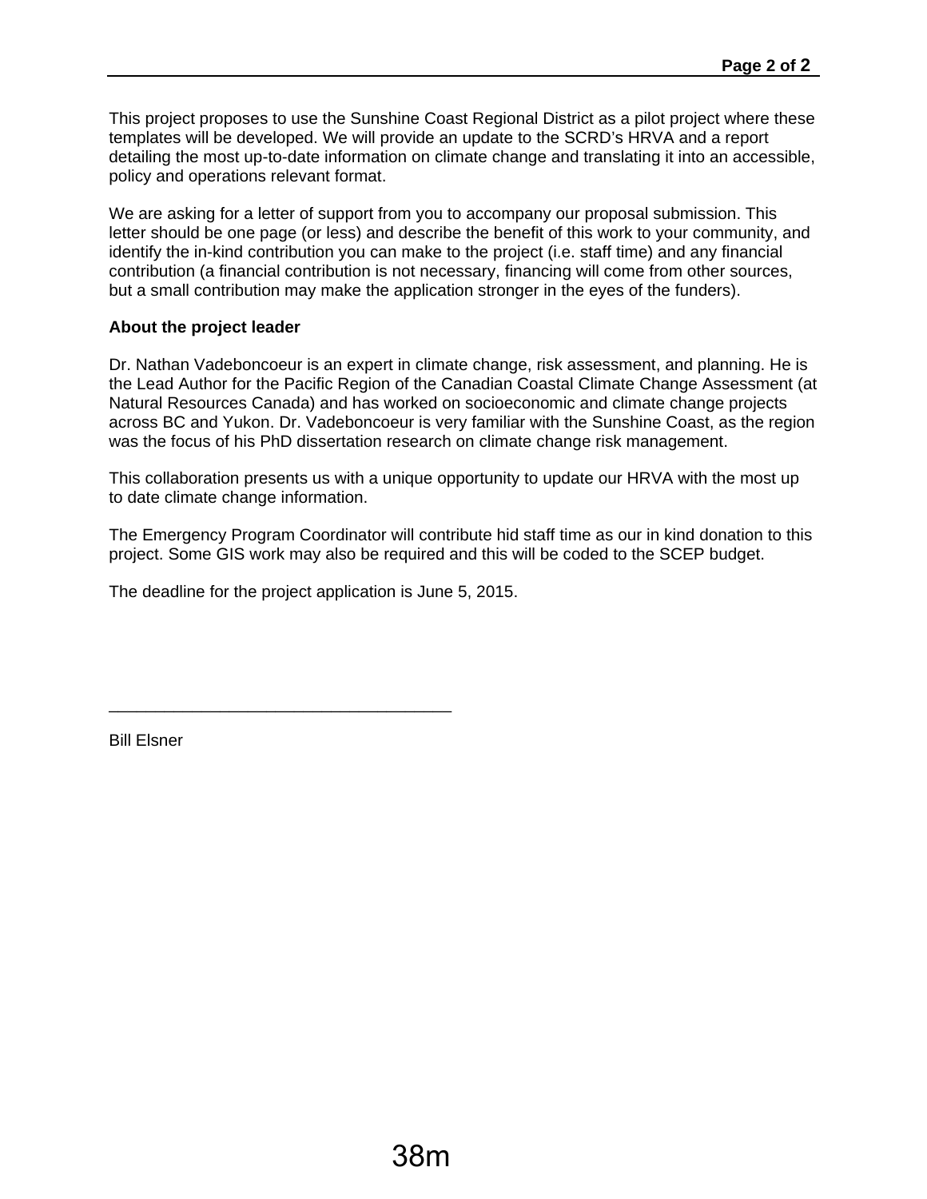This project proposes to use the Sunshine Coast Regional District as a pilot project where these templates will be developed. We will provide an update to the SCRD's HRVA and a report detailing the most up-to-date information on climate change and translating it into an accessible, policy and operations relevant format.

We are asking for a letter of support from you to accompany our proposal submission. This letter should be one page (or less) and describe the benefit of this work to your community, and identify the in-kind contribution you can make to the project (i.e. staff time) and any financial contribution (a financial contribution is not necessary, financing will come from other sources, but a small contribution may make the application stronger in the eyes of the funders).

**About the project leader**

Dr. Nathan Vadeboncoeur is an expert in climate change, risk assessment, and planning. He is the Lead Author for the Pacific Region of the Canadian Coastal Climate Change Assessment (at Natural Resources Canada) and has worked on socioeconomic and climate change projects across BC and Yukon. Dr. Vadeboncoeur is very familiar with the Sunshine Coast, as the region was the focus of his PhD dissertation research on climate change risk management.

This collaboration presents us with a unique opportunity to update our HRVA with the most up to date climate change information.

The Emergency Program Coordinator will contribute hid staff time as our in kind donation to this project. Some GIS work may also be required and this will be coded to the SCEP budget.

The deadline for the project application is June 5, 2015.

\_\_\_\_\_\_\_\_\_\_\_\_\_\_\_\_\_\_\_\_\_\_\_\_\_\_\_\_\_\_\_\_\_\_\_\_\_\_

Bill Elsner

38m